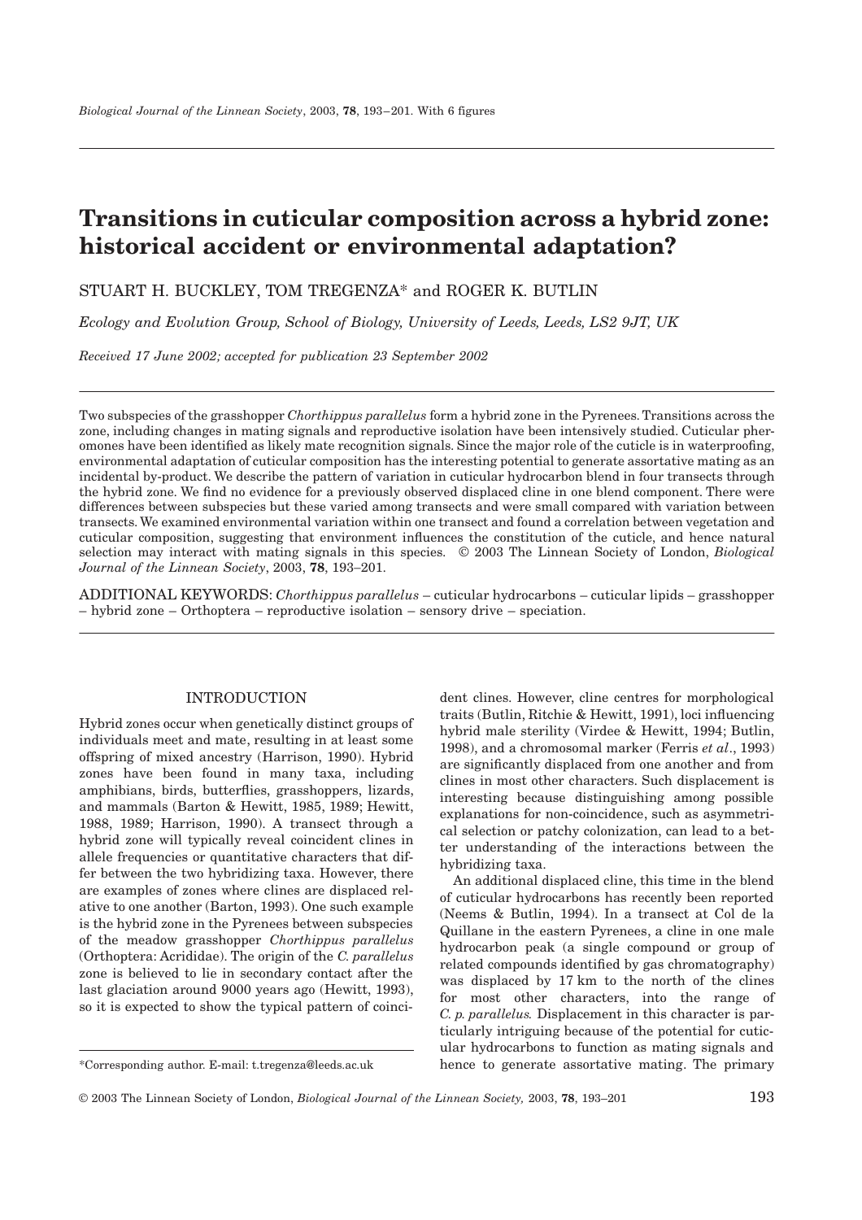# Transitions in cuticular composition across a hybrid zone: historical accident or environmental adaptation?

STUART H. BUCKLEY, TOM TREGENZA* and ROGER K. BUTLIN

*Ecology and Evolution Group, School of Biology, University of Leeds, Leeds, LS2 9JT, UK*

*Received 17 June 2002; accepted for publication 23 September 2002*

Two subspecies of the grasshopper *Chorthippus parallelus* form a hybrid zone in the Pyrenees. Transitions across the zone, including changes in mating signals and reproductive isolation have been intensively studied. Cuticular pheromones have been identified as likely mate recognition signals. Since the major role of the cuticle is in waterproofing, environmental adaptation of cuticular composition has the interesting potential to generate assortative mating as an incidental by-product. We describe the pattern of variation in cuticular hydrocarbon blend in four transects through the hybrid zone. We find no evidence for a previously observed displaced cline in one blend component. There were differences between subspecies but these varied among transects and were small compared with variation between transects. We examined environmental variation within one transect and found a correlation between vegetation and cuticular composition, suggesting that environment influences the constitution of the cuticle, and hence natural selection may interact with mating signals in this species. © 2003 The Linnean Society of London, *Biological Journal of the Linnean Society*, 2003, **78**, 193–201.

ADDITIONAL KEYWORDS: *Chorthippus parallelus* – cuticular hydrocarbons – cuticular lipids – grasshopper – hybrid zone – Orthoptera – reproductive isolation – sensory drive – speciation.

## INTRODUCTION

Hybrid zones occur when genetically distinct groups of individuals meet and mate, resulting in at least some offspring of mixed ancestry (Harrison, 1990). Hybrid zones have been found in many taxa, including amphibians, birds, butterflies, grasshoppers, lizards, and mammals (Barton & Hewitt, 1985, 1989; Hewitt, 1988, 1989; Harrison, 1990). A transect through a hybrid zone will typically reveal coincident clines in allele frequencies or quantitative characters that differ between the two hybridizing taxa. However, there are examples of zones where clines are displaced relative to one another (Barton, 1993). One such example is the hybrid zone in the Pyrenees between subspecies of the meadow grasshopper *Chorthippus parallelus* (Orthoptera: Acrididae). The origin of the *C. parallelus* zone is believed to lie in secondary contact after the last glaciation around 9000 years ago (Hewitt, 1993), so it is expected to show the typical pattern of coincident clines. However, cline centres for morphological traits (Butlin, Ritchie & Hewitt, 1991), loci influencing hybrid male sterility (Virdee & Hewitt, 1994; Butlin, 1998), and a chromosomal marker (Ferris *et al*., 1993) are significantly displaced from one another and from clines in most other characters. Such displacement is interesting because distinguishing among possible explanations for non-coincidence, such as asymmetrical selection or patchy colonization, can lead to a better understanding of the interactions between the hybridizing taxa.

An additional displaced cline, this time in the blend of cuticular hydrocarbons has recently been reported (Neems & Butlin, 1994). In a transect at Col de la Quillane in the eastern Pyrenees, a cline in one male hydrocarbon peak (a single compound or group of related compounds identified by gas chromatography) was displaced by 17 km to the north of the clines for most other characters, into the range of *C. p. parallelus*. Displacement in this character is particularly intriguing because of the potential for cuticular hydrocarbons to function as mating signals and hence to generate assortative mating. The primary

*Corresponding author. E-mail: t.tregenza@leeds.ac.uk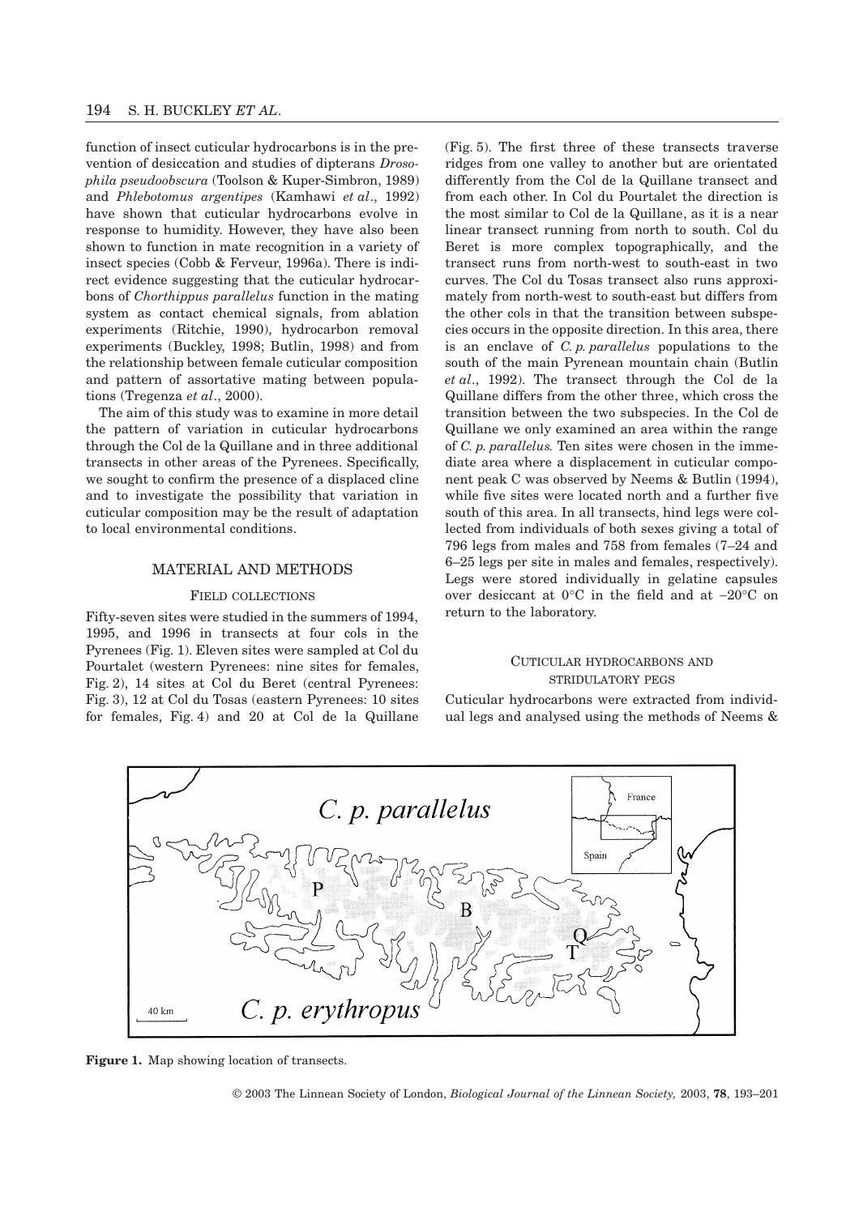function of insect cuticular hydrocarbons is in the prevention of desiccation and studies of dipterans *Drosophila pseudoobscura* (Toolson & Kuper-Simbron, 1989) and *Phlebotomus argentipes* (Kamhawi *et al*., 1992) have shown that cuticular hydrocarbons evolve in response to humidity. However, they have also been shown to function in mate recognition in a variety of insect species (Cobb & Ferveur, 1996a). There is indirect evidence suggesting that the cuticular hydrocarbons of *Chorthippus parallelus* function in the mating system as contact chemical signals, from ablation experiments (Ritchie, 1990), hydrocarbon removal experiments (Buckley, 1998; Butlin, 1998) and from the relationship between female cuticular composition and pattern of assortative mating between populations (Tregenza *et al*., 2000).

The aim of this study was to examine in more detail the pattern of variation in cuticular hydrocarbons through the Col de la Quillane and in three additional transects in other areas of the Pyrenees. Specifically, we sought to confirm the presence of a displaced cline and to investigate the possibility that variation in cuticular composition may be the result of adaptation to local environmental conditions.

## MATERIAL AND METHODS

### FIELD COLLECTIONS

Fifty-seven sites were studied in the summers of 1994, 1995, and 1996 in transects at four cols in the Pyrenees (Fig. 1). Eleven sites were sampled at Col du Pourtalet (western Pyrenees: nine sites for females, Fig. 2), 14 sites at Col du Beret (central Pyrenees: Fig. 3), 12 at Col du Tosas (eastern Pyrenees: 10 sites for females, Fig. 4) and 20 at Col de la Quillane (Fig. 5). The first three of these transects traverse ridges from one valley to another but are orientated differently from the Col de la Quillane transect and from each other. In Col du Pourtalet the direction is the most similar to Col de la Quillane, as it is a near linear transect running from north to south. Col du Beret is more complex topographically, and the transect runs from north-west to south-east in two curves. The Col du Tosas transect also runs approximately from north-west to south-east but differs from the other cols in that the transition between subspecies occurs in the opposite direction. In this area, there is an enclave of *C. p. parallelus* populations to the south of the main Pyrenean mountain chain (Butlin *et al*., 1992). The transect through the Col de la Quillane differs from the other three, which cross the transition between the two subspecies. In the Col de Quillane we only examined an area within the range of *C. p. parallelus*. Ten sites were chosen in the immediate area where a displacement in cuticular component peak C was observed by Neems & Butlin (1994), while five sites were located north and a further five south of this area. In all transects, hind legs were collected from individuals of both sexes giving a total of 796 legs from males and 758 from females (7–24 and 6–25 legs per site in males and females, respectively). Legs were stored individually in gelatine capsules over desiccant at 0°C in the field and at −20°C on return to the laboratory.

### CUTICULAR HYDROCARBONS AND STRIDULATORY PEGS

Cuticular hydrocarbons were extracted from individual legs and analysed using the methods of Neems &

**Figure 1.** Map showing location of transects.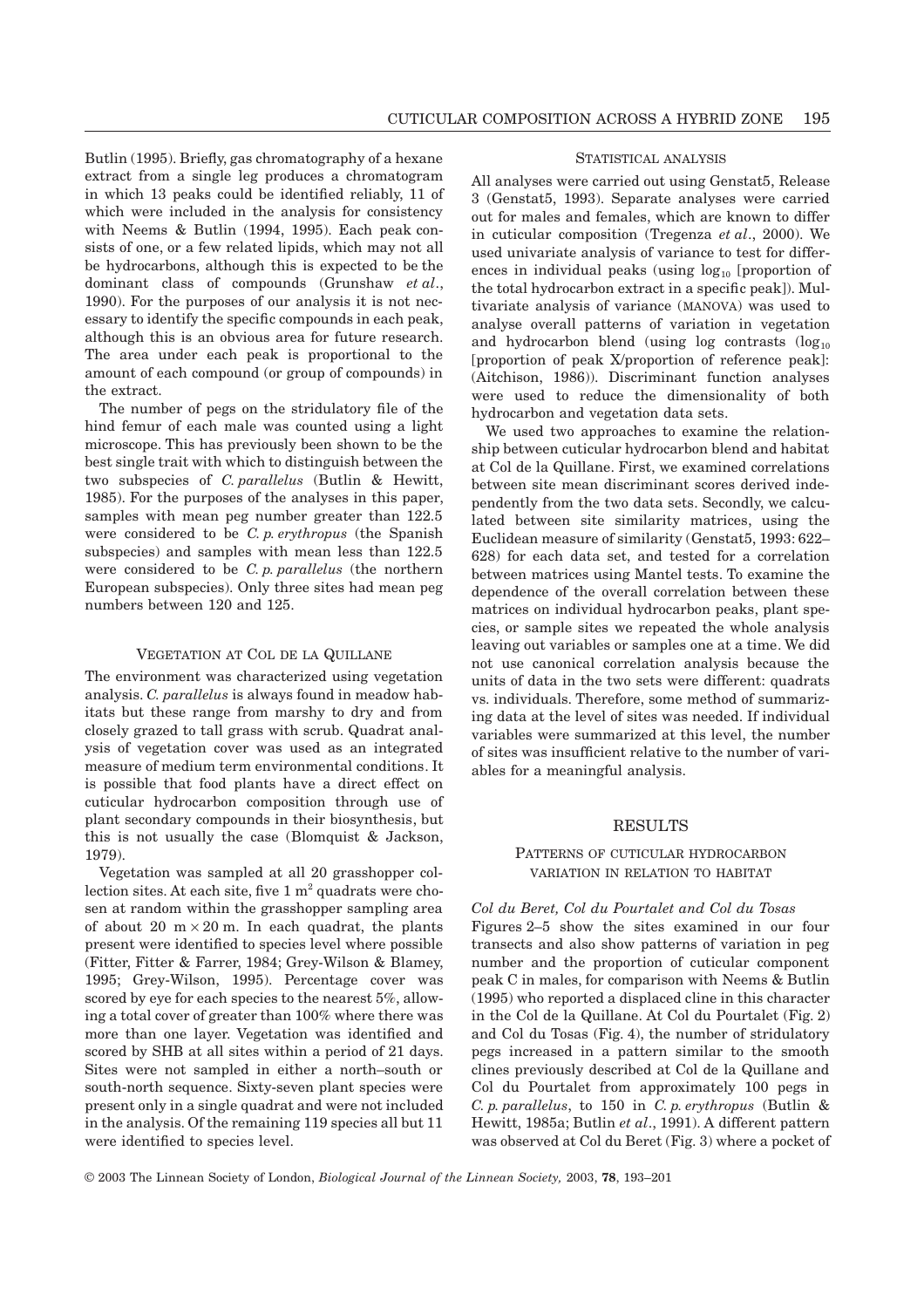Butlin (1995). Briefly, gas chromatography of a hexane extract from a single leg produces a chromatogram in which 13 peaks could be identified reliably, 11 of which were included in the analysis for consistency with Neems & Butlin (1994, 1995). Each peak consists of one, or a few related lipids, which may not all be hydrocarbons, although this is expected to be the dominant class of compounds (Grunshaw *et al*., 1990). For the purposes of our analysis it is not necessary to identify the specific compounds in each peak, although this is an obvious area for future research. The area under each peak is proportional to the amount of each compound (or group of compounds) in the extract.

The number of pegs on the stridulatory file of the hind femur of each male was counted using a light microscope. This has previously been shown to be the best single trait with which to distinguish between the two subspecies of *C. parallelus* (Butlin & Hewitt, 1985). For the purposes of the analyses in this paper, samples with mean peg number greater than 122.5 were considered to be *C. p. erythropus* (the Spanish subspecies) and samples with mean less than 122.5 were considered to be *C. p. parallelus* (the northern European subspecies). Only three sites had mean peg numbers between 120 and 125.

### VEGETATION AT COL DE LA QUILLANE

The environment was characterized using vegetation analysis. *C. parallelus* is always found in meadow habitats but these range from marshy to dry and from closely grazed to tall grass with scrub. Quadrat analysis of vegetation cover was used as an integrated measure of medium term environmental conditions. It is possible that food plants have a direct effect on cuticular hydrocarbon composition through use of plant secondary compounds in their biosynthesis, but this is not usually the case (Blomquist & Jackson, 1979).

Vegetation was sampled at all 20 grasshopper collection sites. At each site, five 1 $m^2$ quadrats were chosen at random within the grasshopper sampling area of about 20 m × 20 m. In each quadrat, the plants present were identified to species level where possible (Fitter, Fitter & Farrer, 1984; Grey-Wilson & Blamey, 1995; Grey-Wilson, 1995). Percentage cover was scored by eye for each species to the nearest 5%, allowing a total cover of greater than 100% where there was more than one layer. Vegetation was identified and scored by SHB at all sites within a period of 21 days. Sites were not sampled in either a north–south or south-north sequence. Sixty-seven plant species were present only in a single quadrat and were not included in the analysis. Of the remaining 119 species all but 11 were identified to species level.

### STATISTICAL ANALYSIS

All analyses were carried out using Genstat5, Release 3 (Genstat5, 1993). Separate analyses were carried out for males and females, which are known to differ in cuticular composition (Tregenza *et al*., 2000). We used univariate analysis of variance to test for differences in individual peaks (using $\log_{10}$ [proportion of the total hydrocarbon extract in a specific peak]). Multivariate analysis of variance (MANOVA) was used to analyse overall patterns of variation in vegetation and hydrocarbon blend (using log contrasts ($\log_{10}$ [proportion of peak X/proportion of reference peak]: (Aitchison, 1986)). Discriminant function analyses were used to reduce the dimensionality of both hydrocarbon and vegetation data sets.

We used two approaches to examine the relationship between cuticular hydrocarbon blend and habitat at Col de la Quillane. First, we examined correlations between site mean discriminant scores derived independently from the two data sets. Secondly, we calculated between site similarity matrices, using the Euclidean measure of similarity (Genstat5, 1993: 622–628) for each data set, and tested for a correlation between matrices using Mantel tests. To examine the dependence of the overall correlation between these matrices on individual hydrocarbon peaks, plant species, or sample sites we repeated the whole analysis leaving out variables or samples one at a time. We did not use canonical correlation analysis because the units of data in the two sets were different: quadrats vs. individuals. Therefore, some method of summarizing data at the level of sites was needed. If individual variables were summarized at this level, the number of sites was insufficient relative to the number of variables for a meaningful analysis.

## RESULTS

### PATTERNS OF CUTICULAR HYDROCARBON VARIATION IN RELATION TO HABITAT

#### *Col du Beret, Col du Pourtalet and Col du Tosas*

Figures 2–5 show the sites examined in our four transects and also show patterns of variation in peg number and the proportion of cuticular component peak C in males, for comparison with Neems & Butlin (1995) who reported a displaced cline in this character in the Col de la Quillane. At Col du Pourtalet (Fig. 2) and Col du Tosas (Fig. 4), the number of stridulatory pegs increased in a pattern similar to the smooth clines previously described at Col de la Quillane and Col du Pourtalet from approximately 100 pegs in *C. p. parallelus*, to 150 in *C. p. erythropus* (Butlin & Hewitt, 1985a; Butlin *et al*., 1991). A different pattern was observed at Col du Beret (Fig. 3) where a pocket of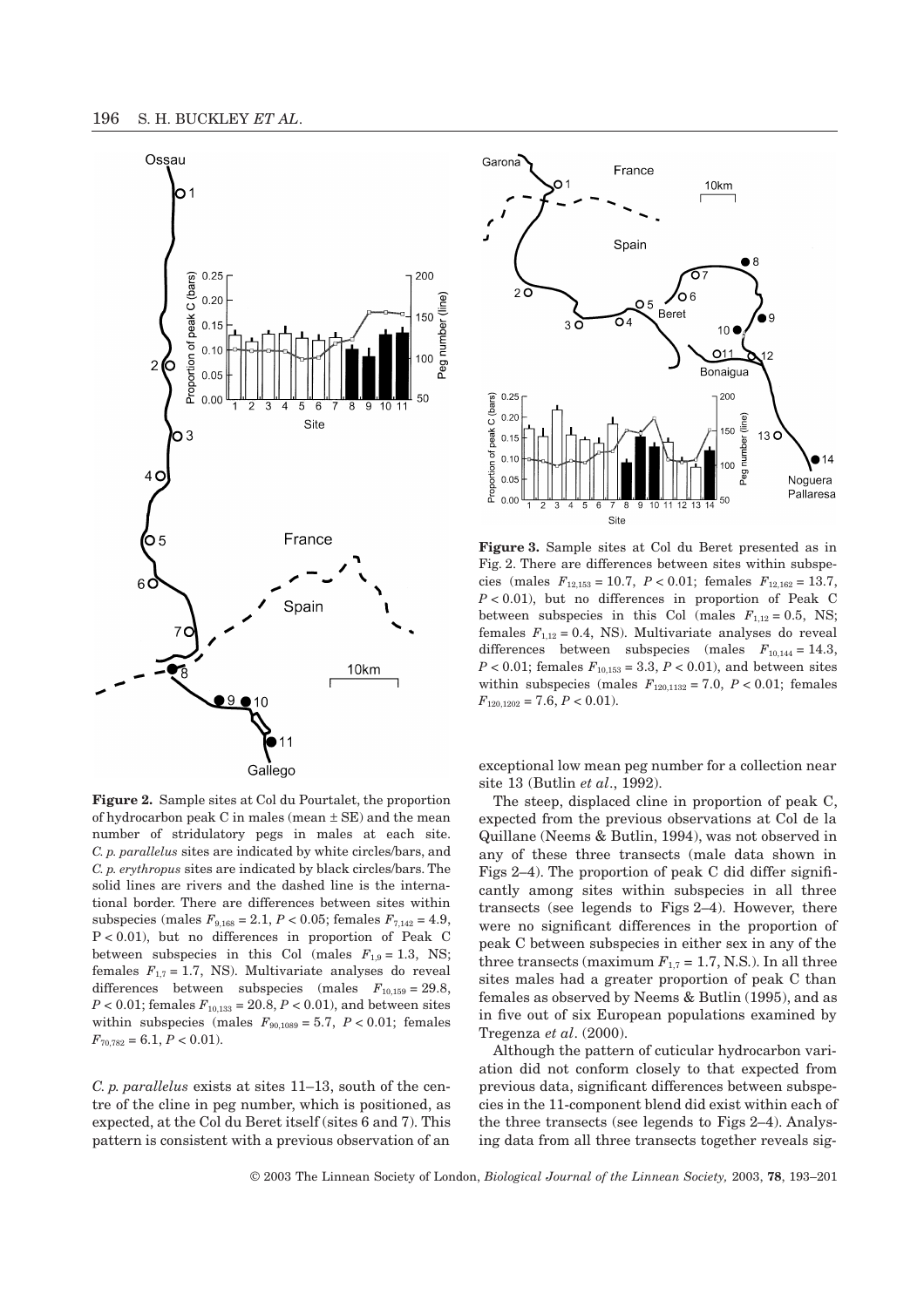**Figure 2.** Sample sites at Col du Pourtalet, the proportion of hydrocarbon peak C in males (mean ± SE) and the mean number of stridulatory pegs in males at each site. *C. p. parallelus* sites are indicated by white circles/bars, and *C. p. erythropus* sites are indicated by black circles/bars. The solid lines are rivers and the dashed line is the international border. There are differences between sites within subspecies (males $F_{9,168} = 2.1$, $P < 0.05$; females $F_{7,142} = 4.9$, $P < 0.01$), but no differences in proportion of Peak C between subspecies in this Col (males $F_{1,9} = 1.3$, NS; females $F_{1,7} = 1.7$, NS). Multivariate analyses do reveal differences between subspecies (males $F_{10,159} = 29.8$, $P < 0.01$; females $F_{10,133} = 20.8$, $P < 0.01$), and between sites within subspecies (males $F_{90,1089} = 5.7$, $P < 0.01$; females $F_{70,782} = 6.1$, $P < 0.01$).

**Figure 3.** Sample sites at Col du Beret presented as in Fig. 2. There are differences between sites within subspecies (males $F_{12,153} = 10.7$, $P < 0.01$; females $F_{12,162} = 13.7$, $P < 0.01$), but no differences in proportion of Peak C between subspecies in this Col (males $F_{1,12} = 0.5$, NS; females $F_{1,12} = 0.4$, NS). Multivariate analyses do reveal differences between subspecies (males $F_{10,144} = 14.3$, $P < 0.01$; females $F_{10,153} = 3.3$, $P < 0.01$), and between sites within subspecies (males $F_{120,1132} = 7.0$, $P < 0.01$; females $F_{120,1202} = 7.6$, $P < 0.01$).

*C. p. parallelus* exists at sites 11–13, south of the centre of the cline in peg number, which is positioned, as expected, at the Col du Beret itself (sites 6 and 7). This pattern is consistent with a previous observation of an exceptional low mean peg number for a collection near site 13 (Butlin *et al*., 1992).

The steep, displaced cline in proportion of peak C, expected from the previous observations at Col de la Quillane (Neems & Butlin, 1994), was not observed in any of these three transects (male data shown in Figs 2–4). The proportion of peak C did differ significantly among sites within subspecies in all three transects (see legends to Figs 2–4). However, there were no significant differences in the proportion of peak C between subspecies in either sex in any of the three transects (maximum $F_{1,7} = 1.7$, N.S.). In all three sites males had a greater proportion of peak C than females as observed by Neems & Butlin (1995), and as in five out of six European populations examined by Tregenza *et al*. (2000).

Although the pattern of cuticular hydrocarbon variation did not conform closely to that expected from previous data, significant differences between subspecies in the 11-component blend did exist within each of the three transects (see legends to Figs 2–4). Analysing data from all three transects together reveals sig-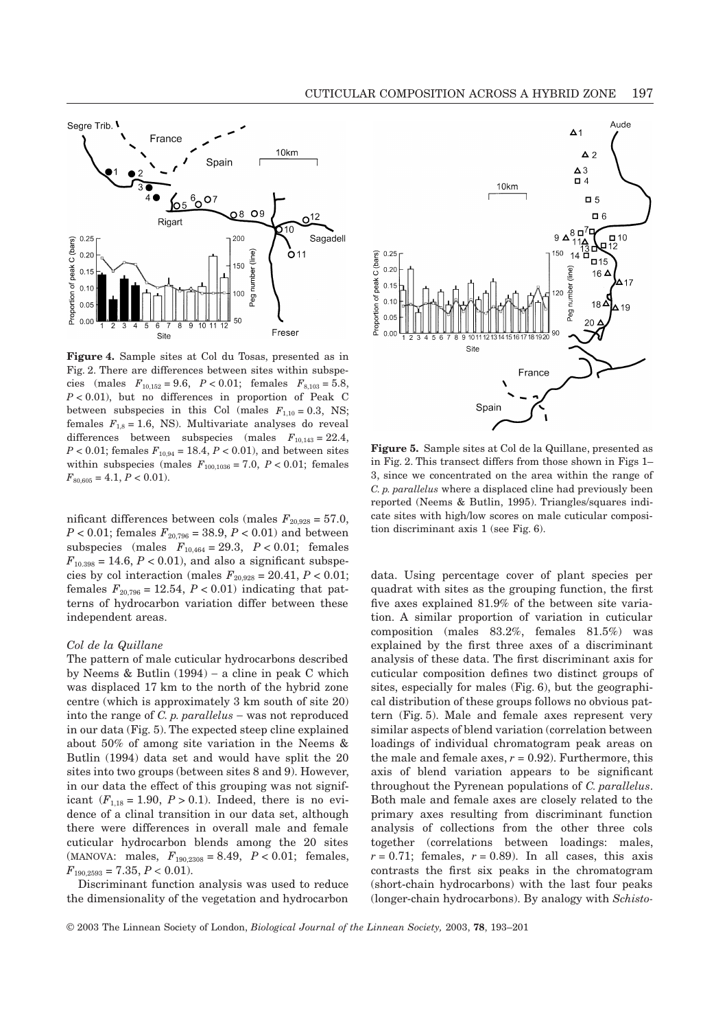**Figure 4.** Sample sites at Col du Tosas, presented as in Fig. 2. There are differences between sites within subspecies (males $F_{10,152} = 9.6$, $P < 0.01$; females $F_{8,103} = 5.8$, $P < 0.01$), but no differences in proportion of Peak C between subspecies in this Col (males $F_{1,10} = 0.3$, NS; females $F_{1,8} = 1.6$, NS). Multivariate analyses do reveal differences between subspecies (males $F_{10,143} = 22.4$, $P < 0.01$; females $F_{10,94} = 18.4$, $P < 0.01$), and between sites within subspecies (males $F_{100,1036} = 7.0$, $P < 0.01$; females $F_{80,605} = 4.1$, $P < 0.01$).

nificant differences between cols (males $F_{20,928} = 57.0$, $P < 0.01$; females $F_{20,796} = 38.9$, $P < 0.01$) and between subspecies (males $F_{10,464} = 29.3$, $P < 0.01$; females $F_{10,398} = 14.6$, $P < 0.01$), and also a significant subspecies by col interaction (males $F_{20,928} = 20.41$, $P < 0.01$; females $F_{20,796} = 12.54$, $P < 0.01$) indicating that patterns of hydrocarbon variation differ between these independent areas.

### *Col de la Quillane*

The pattern of male cuticular hydrocarbons described by Neems & Butlin (1994) – a cline in peak C which was displaced 17 km to the north of the hybrid zone centre (which is approximately 3 km south of site 20) into the range of *C. p. parallelus* – was not reproduced in our data (Fig. 5). The expected steep cline explained about 50% of among site variation in the Neems & Butlin (1994) data set and would have split the 20 sites into two groups (between sites 8 and 9). However, in our data the effect of this grouping was not significant ($F_{1,18} = 1.90$, $P > 0.1$). Indeed, there is no evidence of a clinal transition in our data set, although there were differences in overall male and female cuticular hydrocarbon blends among the 20 sites (MANOVA: males, $F_{190,2308} = 8.49$, $P < 0.01$; females, $F_{190,2593} = 7.35$, $P < 0.01$).

Discriminant function analysis was used to reduce the dimensionality of the vegetation and hydrocarbon data. Using percentage cover of plant species per quadrat with sites as the grouping function, the first five axes explained 81.9% of the between site variation. A similar proportion of variation in cuticular composition (males 83.2%, females 81.5%) was explained by the first three axes of a discriminant analysis of these data. The first discriminant axis for cuticular composition defines two distinct groups of sites, especially for males (Fig. 6), but the geographical distribution of these groups follows no obvious pattern (Fig. 5). Male and female axes represent very similar aspects of blend variation (correlation between loadings of individual chromatogram peak areas on the male and female axes, $r = 0.92$). Furthermore, this axis of blend variation appears to be significant throughout the Pyrenean populations of *C. parallelus*. Both male and female axes are closely related to the primary axes resulting from discriminant function analysis of collections from the other three cols together (correlations between loadings: males, $r = 0.71$; females, $r = 0.89$). In all cases, this axis contrasts the first six peaks in the chromatogram (short-chain hydrocarbons) with the last four peaks (longer-chain hydrocarbons). By analogy with *Schisto-*

**Figure 5.** Sample sites at Col de la Quillane, presented as in Fig. 2. This transect differs from those shown in Figs 1–3, since we concentrated on the area within the range of *C. p. parallelus* where a displaced cline had previously been reported (Neems & Butlin, 1995). Triangles/squares indicate sites with high/low scores on male cuticular composition discriminant axis 1 (see Fig. 6).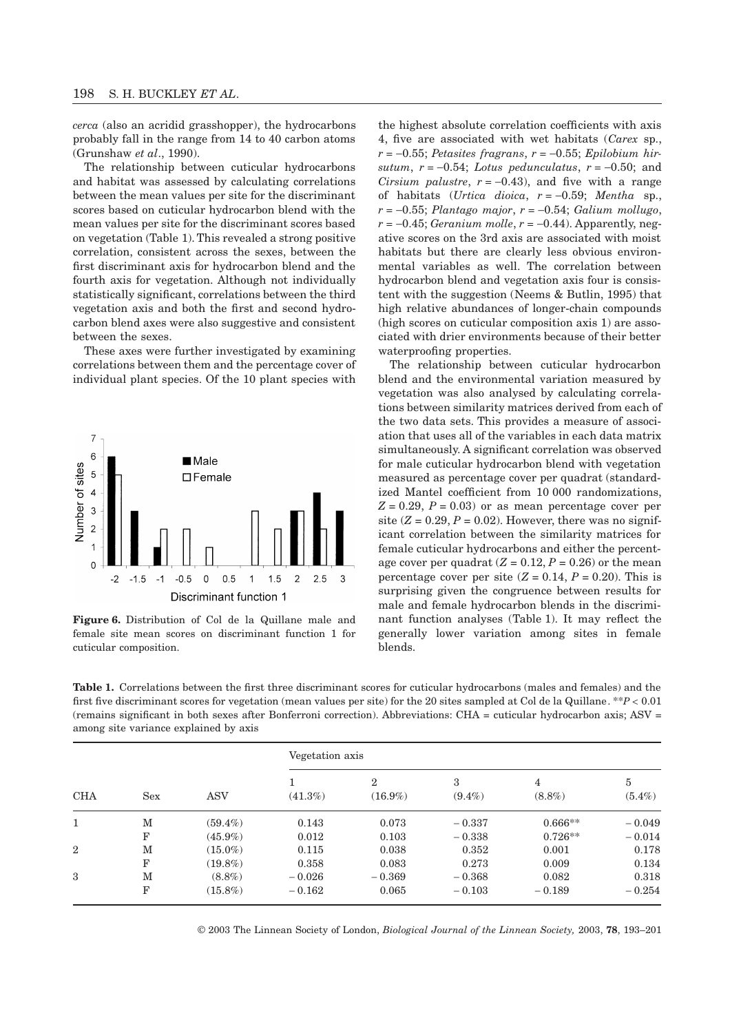*cerca* (also an acridid grasshopper), the hydrocarbons probably fall in the range from 14 to 40 carbon atoms (Grunshaw *et al*., 1990).

The relationship between cuticular hydrocarbons and habitat was assessed by calculating correlations between the mean values per site for the discriminant scores based on cuticular hydrocarbon blend with the mean values per site for the discriminant scores based on vegetation (Table 1). This revealed a strong positive correlation, consistent across the sexes, between the first discriminant axis for hydrocarbon blend and the fourth axis for vegetation. Although not individually statistically significant, correlations between the third vegetation axis and both the first and second hydrocarbon blend axes were also suggestive and consistent between the sexes.

These axes were further investigated by examining correlations between them and the percentage cover of individual plant species. Of the 10 plant species with the highest absolute correlation coefficients with axis 4, five are associated with wet habitats (*Carex* sp., $r = -0.55$; *Petasites fragrans*, $r = -0.55$; *Epilobium hirsutum*, $r = -0.54$; *Lotus pedunculatus*, $r = -0.50$; and *Cirsium palustre*, $r = -0.43$), and five with a range of habitats (*Urtica dioica*, $r = -0.59$; *Mentha* sp., $r = -0.55$; *Plantago major*, $r = -0.54$; *Galium mollugo*, $r = -0.45$; *Geranium molle*, $r = -0.44$). Apparently, negative scores on the 3rd axis are associated with moist habitats but there are clearly less obvious environmental variables as well. The correlation between hydrocarbon blend and vegetation axis four is consistent with the suggestion (Neems & Butlin, 1995) that high relative abundances of longer-chain compounds (high scores on cuticular composition axis 1) are associated with drier environments because of their better waterproofing properties.

**Figure 6.** Distribution of Col de la Quillane male and female site mean scores on discriminant function 1 for cuticular composition.

The relationship between cuticular hydrocarbon blend and the environmental variation measured by vegetation was also analysed by calculating correlations between similarity matrices derived from each of the two data sets. This provides a measure of association that uses all of the variables in each data matrix simultaneously. A significant correlation was observed for male cuticular hydrocarbon blend with vegetation measured as percentage cover per quadrat (standardized Mantel coefficient from 10 000 randomizations, $Z = 0.29$, $P = 0.03$) or as mean percentage cover per site ($Z = 0.29$, $P = 0.02$). However, there was no significant correlation between the similarity matrices for female cuticular hydrocarbons and either the percentage cover per quadrat ($Z = 0.12$, $P = 0.26$) or the mean percentage cover per site ($Z = 0.14$, $P = 0.20$). This is surprising given the congruence between results for male and female hydrocarbon blends in the discriminant function analyses (Table 1). It may reflect the generally lower variation among sites in female blends.

**Table 1.** Correlations between the first three discriminant scores for cuticular hydrocarbons (males and females) and the first five discriminant scores for vegetation (mean values per site) for the 20 sites sampled at Col de la Quillane. $^{**}P < 0.01$ (remains significant in both sexes after Bonferroni correction). Abbreviations: CHA = cuticular hydrocarbon axis; ASV = among site variance explained by axis

| | | | Vegetation axis | | | | |
|---|---|---|---|---|---|---|---|
| CHA | Sex | ASV | 1 (41.3%) | 2 (16.9%) | 3 (9.4%) | 4 (8.8%) | 5 (5.4%) |
| 1 | M | (59.4%) | 0.143 | 0.073 | −0.337 | 0.666** | −0.049 |
| | F | (45.9%) | 0.012 | 0.103 | −0.338 | 0.726** | −0.014 |
| 2 | M | (15.0%) | 0.115 | 0.038 | 0.352 | 0.001 | 0.178 |
| | F | (19.8%) | 0.358 | 0.083 | 0.273 | 0.009 | 0.134 |
| 3 | M | (8.8%) | −0.026 | −0.369 | −0.368 | 0.082 | 0.318 |
| | F | (15.8%) | −0.162 | 0.065 | −0.103 | −0.189 | −0.254 |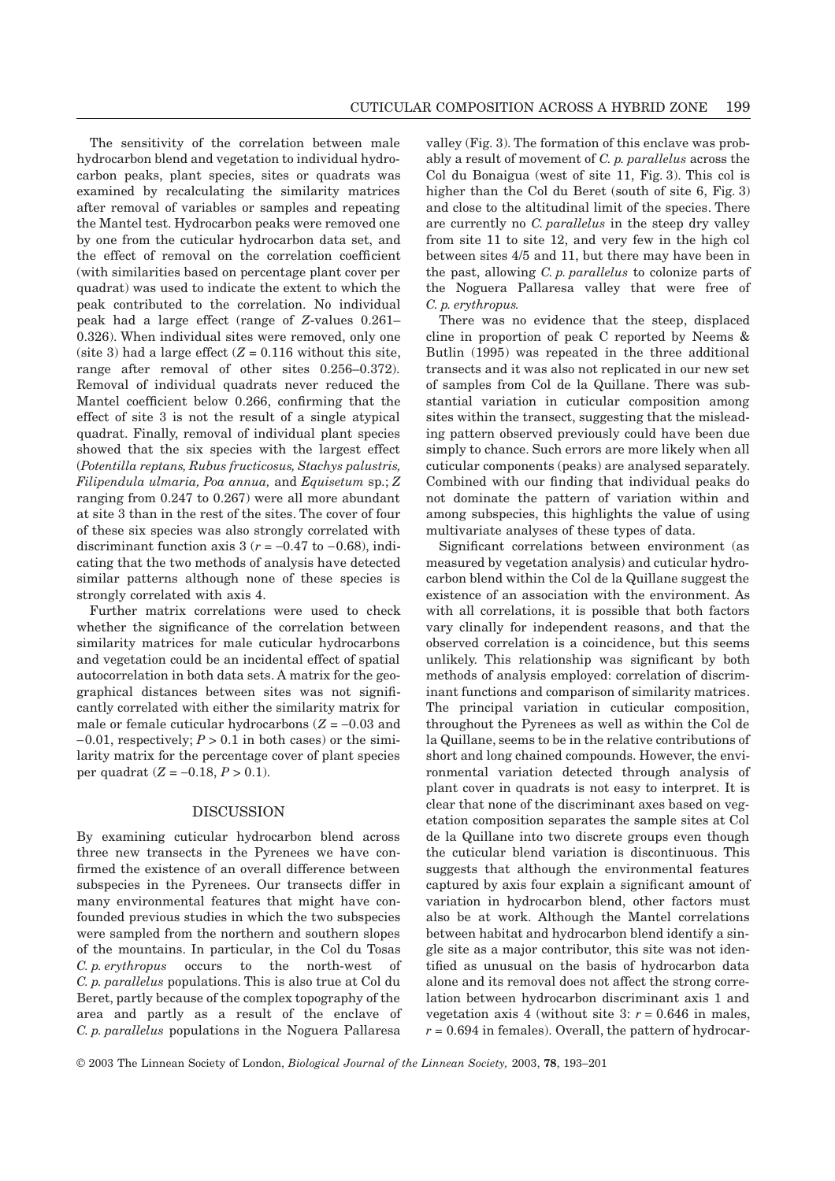The sensitivity of the correlation between male hydrocarbon blend and vegetation to individual hydrocarbon peaks, plant species, sites or quadrats was examined by recalculating the similarity matrices after removal of variables or samples and repeating the Mantel test. Hydrocarbon peaks were removed one by one from the cuticular hydrocarbon data set, and the effect of removal on the correlation coefficient (with similarities based on percentage plant cover per quadrat) was used to indicate the extent to which the peak contributed to the correlation. No individual peak had a large effect (range of $Z$-values 0.261–0.326). When individual sites were removed, only one (site 3) had a large effect ($Z = 0.116$ without this site, range after removal of other sites 0.256–0.372). Removal of individual quadrats never reduced the Mantel coefficient below 0.266, confirming that the effect of site 3 is not the result of a single atypical quadrat. Finally, removal of individual plant species showed that the six species with the largest effect (*Potentilla reptans, Rubus fructicosus, Stachys palustris, Filipendula ulmaria, Poa annua,* and *Equisetum* sp.; $Z$ ranging from 0.247 to 0.267) were all more abundant at site 3 than in the rest of the sites. The cover of four of these six species was also strongly correlated with discriminant function axis 3 ($r = -0.47$ to $-0.68$), indicating that the two methods of analysis have detected similar patterns although none of these species is strongly correlated with axis 4.

Further matrix correlations were used to check whether the significance of the correlation between similarity matrices for male cuticular hydrocarbons and vegetation could be an incidental effect of spatial autocorrelation in both data sets. A matrix for the geographical distances between sites was not significantly correlated with either the similarity matrix for male or female cuticular hydrocarbons ($Z = -0.03$ and $-0.01$, respectively; $P > 0.1$ in both cases) or the similarity matrix for the percentage cover of plant species per quadrat ($Z = -0.18$, $P > 0.1$).

## DISCUSSION

By examining cuticular hydrocarbon blend across three new transects in the Pyrenees we have confirmed the existence of an overall difference between subspecies in the Pyrenees. Our transects differ in many environmental features that might have confounded previous studies in which the two subspecies were sampled from the northern and southern slopes of the mountains. In particular, in the Col du Tosas *C. p. erythropus* occurs to the north-west of *C. p. parallelus* populations. This is also true at Col du Beret, partly because of the complex topography of the area and partly as a result of the enclave of *C. p. parallelus* populations in the Noguera Pallaresa valley (Fig. 3). The formation of this enclave was probably a result of movement of *C. p. parallelus* across the Col du Bonaigua (west of site 11, Fig. 3). This col is higher than the Col du Beret (south of site 6, Fig. 3) and close to the altitudinal limit of the species. There are currently no *C. parallelus* in the steep dry valley from site 11 to site 12, and very few in the high col between sites 4/5 and 11, but there may have been in the past, allowing *C. p. parallelus* to colonize parts of the Noguera Pallaresa valley that were free of *C. p. erythropus.*

There was no evidence that the steep, displaced cline in proportion of peak C reported by Neems & Butlin (1995) was repeated in the three additional transects and it was also not replicated in our new set of samples from Col de la Quillane. There was substantial variation in cuticular composition among sites within the transect, suggesting that the misleading pattern observed previously could have been due simply to chance. Such errors are more likely when all cuticular components (peaks) are analysed separately. Combined with our finding that individual peaks do not dominate the pattern of variation within and among subspecies, this highlights the value of using multivariate analyses of these types of data.

Significant correlations between environment (as measured by vegetation analysis) and cuticular hydrocarbon blend within the Col de la Quillane suggest the existence of an association with the environment. As with all correlations, it is possible that both factors vary clinally for independent reasons, and that the observed correlation is a coincidence, but this seems unlikely. This relationship was significant by both methods of analysis employed: correlation of discriminant functions and comparison of similarity matrices. The principal variation in cuticular composition, throughout the Pyrenees as well as within the Col de la Quillane, seems to be in the relative contributions of short and long chained compounds. However, the environmental variation detected through analysis of plant cover in quadrats is not easy to interpret. It is clear that none of the discriminant axes based on vegetation composition separates the sample sites at Col de la Quillane into two discrete groups even though the cuticular blend variation is discontinuous. This suggests that although the environmental features captured by axis four explain a significant amount of variation in hydrocarbon blend, other factors must also be at work. Although the Mantel correlations between habitat and hydrocarbon blend identify a single site as a major contributor, this site was not identified as unusual on the basis of hydrocarbon data alone and its removal does not affect the strong correlation between hydrocarbon discriminant axis 1 and vegetation axis 4 (without site 3: $r = 0.646$ in males, $r = 0.694$ in females). Overall, the pattern of hydrocar-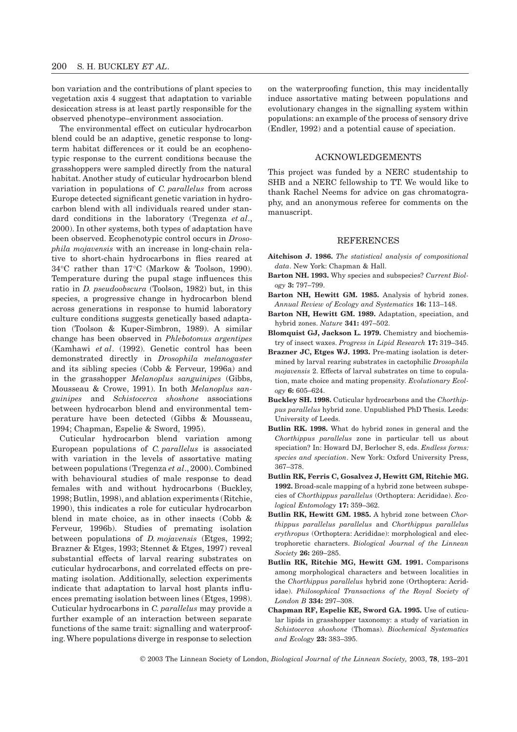bon variation and the contributions of plant species to vegetation axis 4 suggest that adaptation to variable desiccation stress is at least partly responsible for the observed phenotype–environment association.

The environmental effect on cuticular hydrocarbon blend could be an adaptive, genetic response to long-term habitat differences or it could be an ecophenotypic response to the current conditions because the grasshoppers were sampled directly from the natural habitat. Another study of cuticular hydrocarbon blend variation in populations of *C. parallelus* from across Europe detected significant genetic variation in hydrocarbon blend with all individuals reared under standard conditions in the laboratory (Tregenza *et al*., 2000). In other systems, both types of adaptation have been observed. Ecophenotypic control occurs in *Drosophila mojavensis* with an increase in long-chain relative to short-chain hydrocarbons in flies reared at 34°C rather than 17°C (Markow & Toolson, 1990). Temperature during the pupal stage influences this ratio in *D. pseudoobscura* (Toolson, 1982) but, in this species, a progressive change in hydrocarbon blend across generations in response to humid laboratory culture conditions suggests genetically based adaptation (Toolson & Kuper-Simbron, 1989). A similar change has been observed in *Phlebotomus argentipes* (Kamhawi *et al*. (1992). Genetic control has been demonstrated directly in *Drosophila melanogaster* and its sibling species (Cobb & Ferveur, 1996a) and in the grasshopper *Melanoplus sanguinipes* (Gibbs, Mousseau & Crowe, 1991). In both *Melanoplus sanguinipes* and *Schistocerca shoshone* associations between hydrocarbon blend and environmental temperature have been detected (Gibbs & Mousseau, 1994; Chapman, Espelie & Sword, 1995).

Cuticular hydrocarbon blend variation among European populations of *C. parallelus* is associated with variation in the levels of assortative mating between populations (Tregenza *et al*., 2000). Combined with behavioural studies of male response to dead females with and without hydrocarbons (Buckley, 1998; Butlin, 1998), and ablation experiments (Ritchie, 1990), this indicates a role for cuticular hydrocarbon blend in mate choice, as in other insects (Cobb & Ferveur, 1996b). Studies of premating isolation between populations of *D. mojavensis* (Etges, 1992; Brazner & Etges, 1993; Stennet & Etges, 1997) reveal substantial effects of larval rearing substrates on cuticular hydrocarbons, and correlated effects on premating isolation. Additionally, selection experiments indicate that adaptation to larval host plants influences premating isolation between lines (Etges, 1998). Cuticular hydrocarbons in *C. parallelus* may provide a further example of an interaction between separate functions of the same trait: signalling and waterproofing. Where populations diverge in response to selection on the waterproofing function, this may incidentally induce assortative mating between populations and evolutionary changes in the signalling system within populations: an example of the process of sensory drive (Endler, 1992) and a potential cause of speciation.

## ACKNOWLEDGEMENTS

This project was funded by a NERC studentship to SHB and a NERC fellowship to TT. We would like to thank Rachel Neems for advice on gas chromatography, and an anonymous referee for comments on the manuscript.

## REFERENCES

**Aitchison J. 1986.** *The statistical analysis of compositional data*. New York: Chapman & Hall.

**Barton NH. 1993.** Why species and subspecies? *Current Biology* **3:** 797–799.

**Barton NH, Hewitt GM. 1985.** Analysis of hybrid zones. *Annual Review of Ecology and Systematics* **16:** 113–148.

**Barton NH, Hewitt GM. 1989.** Adaptation, speciation, and hybrid zones. *Nature* **341:** 497–502.

**Blomquist GJ, Jackson L. 1979.** Chemistry and biochemistry of insect waxes. *Progress in Lipid Research* **17:** 319–345.

**Brazner JC, Etges WJ. 1993.** Pre-mating isolation is determined by larval rearing substrates in cactophilic *Drosophila mojavensis* 2. Effects of larval substrates on time to copulation, mate choice and mating propensity. *Evolutionary Ecology* **6:** 605–624.

**Buckley SH. 1998.** Cuticular hydrocarbons and the *Chorthippus parallelus* hybrid zone. Unpublished PhD Thesis. Leeds: University of Leeds.

**Butlin RK. 1998.** What do hybrid zones in general and the *Chorthippus parallelus* zone in particular tell us about speciation? In: Howard DJ, Berlocher S, eds. *Endless forms: species and speciation*. New York: Oxford University Press, 367–378.

**Butlin RK, Ferris C, Gosalvez J, Hewitt GM, Ritchie MG. 1992.** Broad-scale mapping of a hybrid zone between subspecies of *Chorthippus parallelus* (Orthoptera: Acrididae). *Ecological Entomology* **17:** 359–362.

**Butlin RK, Hewitt GM. 1985.** A hybrid zone between *Chorthippus parallelus parallelus* and *Chorthippus parallelus erythropus* (Orthoptera: Acrididae): morphological and electrophoretic characters. *Biological Journal of the Linnean Society* **26:** 269–285.

**Butlin RK, Ritchie MG, Hewitt GM. 1991.** Comparisons among morphological characters and between localities in the *Chorthippus parallelus* hybrid zone (Orthoptera: Acrididae). *Philosophical Transactions of the Royal Society of London B* **334:** 297–308.

**Chapman RF, Espelie KE, Sword GA. 1995.** Use of cuticular lipids in grasshopper taxonomy: a study of variation in *Schistocerca shoshone* (Thomas). *Biochemical Systematics and Ecology* **23:** 383–395.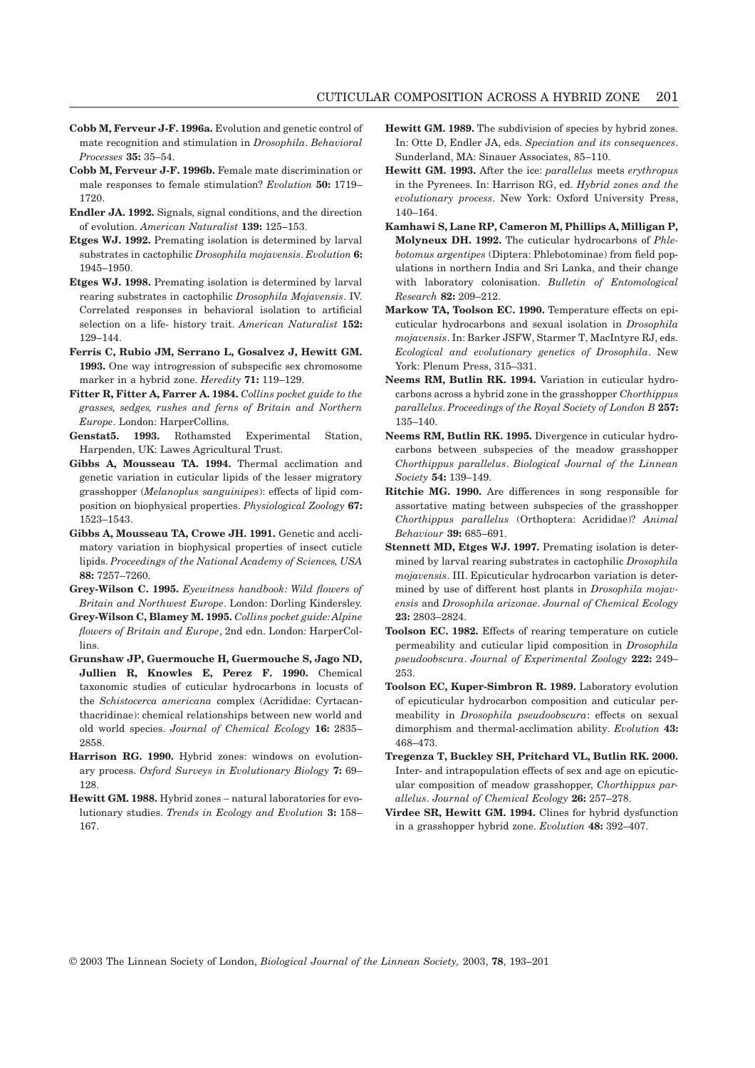**Cobb M, Ferveur J-F. 1996a.** Evolution and genetic control of mate recognition and stimulation in *Drosophila*. *Behavioral Processes* **35:** 35–54.

**Cobb M, Ferveur J-F. 1996b.** Female mate discrimination or male responses to female stimulation? *Evolution* **50:** 1719–1720.

**Endler JA. 1992.** Signals, signal conditions, and the direction of evolution. *American Naturalist* **139:** 125–153.

**Etges WJ. 1992.** Premating isolation is determined by larval substrates in cactophilic *Drosophila mojavensis*. *Evolution* **6:** 1945–1950.

**Etges WJ. 1998.** Premating isolation is determined by larval rearing substrates in cactophilic *Drosophila Mojavensis*. IV. Correlated responses in behavioral isolation to artificial selection on a life- history trait. *American Naturalist* **152:** 129–144.

**Ferris C, Rubio JM, Serrano L, Gosalvez J, Hewitt GM. 1993.** One way introgression of subspecific sex chromosome marker in a hybrid zone. *Heredity* **71:** 119–129.

**Fitter R, Fitter A, Farrer A. 1984.** *Collins pocket guide to the grasses, sedges, rushes and ferns of Britain and Northern Europe*. London: HarperCollins.

**Genstat5. 1993.** Rothamsted Experimental Station, Harpenden, UK: Lawes Agricultural Trust.

**Gibbs A, Mousseau TA. 1994.** Thermal acclimation and genetic variation in cuticular lipids of the lesser migratory grasshopper (*Melanoplus sanguinipes*): effects of lipid composition on biophysical properties. *Physiological Zoology* **67:** 1523–1543.

**Gibbs A, Mousseau TA, Crowe JH. 1991.** Genetic and acclimatory variation in biophysical properties of insect cuticle lipids. *Proceedings of the National Academy of Sciences, USA* **88:** 7257–7260.

**Grey-Wilson C. 1995.** *Eyewitness handbook: Wild flowers of Britain and Northwest Europe*. London: Dorling Kindersley.

**Grey-Wilson C, Blamey M. 1995.** *Collins pocket guide: Alpine flowers of Britain and Europe*, 2nd edn. London: HarperCollins.

**Grunshaw JP, Guermouche H, Guermouche S, Jago ND, Jullien R, Knowles E, Perez F. 1990.** Chemical taxonomic studies of cuticular hydrocarbons in locusts of the *Schistocerca americana* complex (Acrididae: Cyrtacanthacridinae): chemical relationships between new world and old world species. *Journal of Chemical Ecology* **16:** 2835–2858.

**Harrison RG. 1990.** Hybrid zones: windows on evolutionary process. *Oxford Surveys in Evolutionary Biology* **7:** 69–128.

**Hewitt GM. 1988.** Hybrid zones – natural laboratories for evolutionary studies. *Trends in Ecology and Evolution* **3:** 158–167.

**Hewitt GM. 1989.** The subdivision of species by hybrid zones. In: Otte D, Endler JA, eds. *Speciation and its consequences*. Sunderland, MA: Sinauer Associates, 85–110.

**Hewitt GM. 1993.** After the ice: *parallelus* meets *erythropus* in the Pyrenees. In: Harrison RG, ed. *Hybrid zones and the evolutionary process*. New York: Oxford University Press, 140–164.

**Kamhawi S, Lane RP, Cameron M, Phillips A, Milligan P, Molyneux DH. 1992.** The cuticular hydrocarbons of *Phlebotomus argentipes* (Diptera: Phlebotominae) from field populations in northern India and Sri Lanka, and their change with laboratory colonisation. *Bulletin of Entomological Research* **82:** 209–212.

**Markow TA, Toolson EC. 1990.** Temperature effects on epicuticular hydrocarbons and sexual isolation in *Drosophila mojavensis*. In: Barker JSFW, Starmer T, MacIntyre RJ, eds. *Ecological and evolutionary genetics of Drosophila*. New York: Plenum Press, 315–331.

**Neems RM, Butlin RK. 1994.** Variation in cuticular hydrocarbons across a hybrid zone in the grasshopper *Chorthippus parallelus*. *Proceedings of the Royal Society of London B* **257:** 135–140.

**Neems RM, Butlin RK. 1995.** Divergence in cuticular hydrocarbons between subspecies of the meadow grasshopper *Chorthippus parallelus*. *Biological Journal of the Linnean Society* **54:** 139–149.

**Ritchie MG. 1990.** Are differences in song responsible for assortative mating between subspecies of the grasshopper *Chorthippus parallelus* (Orthoptera: Acrididae)? *Animal Behaviour* **39:** 685–691.

**Stennett MD, Etges WJ. 1997.** Premating isolation is determined by larval rearing substrates in cactophilic *Drosophila mojavensis*. III. Epicuticular hydrocarbon variation is determined by use of different host plants in *Drosophila mojavensis* and *Drosophila arizonae*. *Journal of Chemical Ecology* **23:** 2803–2824.

**Toolson EC. 1982.** Effects of rearing temperature on cuticle permeability and cuticular lipid composition in *Drosophila pseudoobscura*. *Journal of Experimental Zoology* **222:** 249–253.

**Toolson EC, Kuper-Simbron R. 1989.** Laboratory evolution of epicuticular hydrocarbon composition and cuticular permeability in *Drosophila pseudoobscura*: effects on sexual dimorphism and thermal-acclimation ability. *Evolution* **43:** 468–473.

**Tregenza T, Buckley SH, Pritchard VL, Butlin RK. 2000.** Inter- and intrapopulation effects of sex and age on epicuticular composition of meadow grasshopper, *Chorthippus parallelus*. *Journal of Chemical Ecology* **26:** 257–278.

**Virdee SR, Hewitt GM. 1994.** Clines for hybrid dysfunction in a grasshopper hybrid zone. *Evolution* **48:** 392–407.